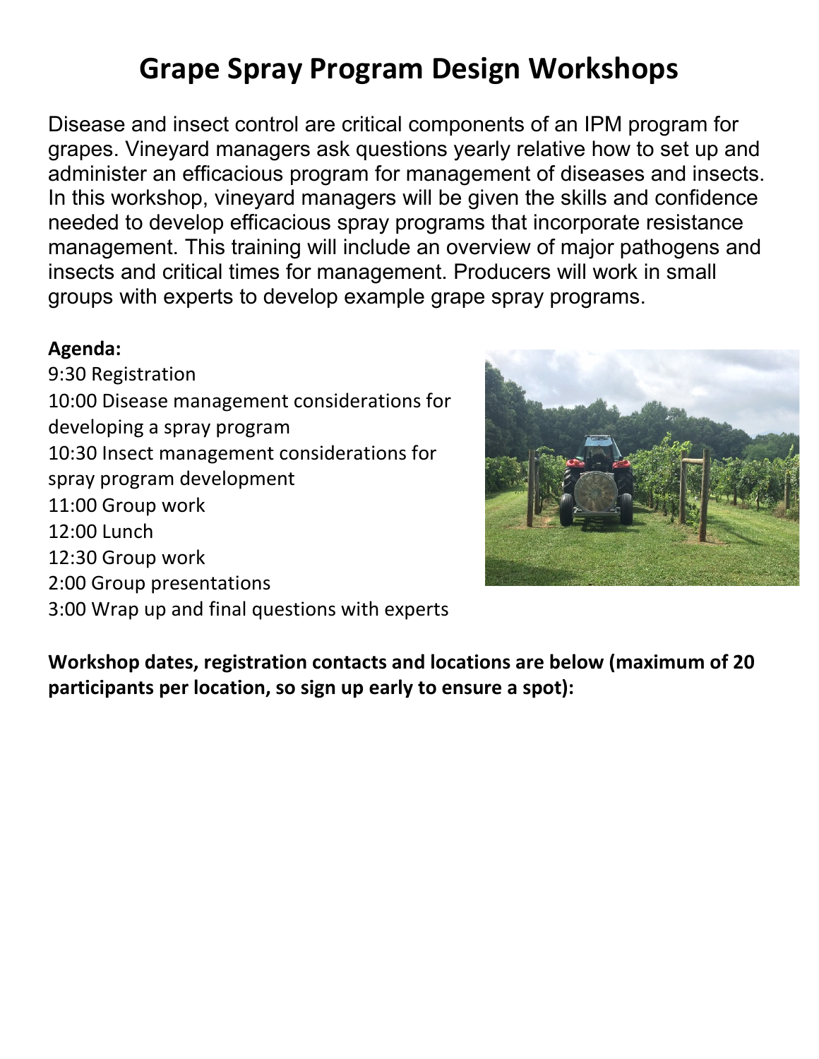# Grape Spray Program Design Workshops

Disease and insect control are critical components of an IPM program for grapes. Vineyard managers ask questions yearly relative how to set up and administer an efficacious program for management of diseases and insects. In this workshop, vineyard managers will be given the skills and confidence needed to develop efficacious spray programs that incorporate resistance management. This training will include an overview of major pathogens and insects and critical times for management. Producers will work in small groups with experts to develop example grape spray programs.

**Agenda:**

9:30 Registration
10:00 Disease management considerations for developing a spray program
10:30 Insect management considerations for spray program development
11:00 Group work
12:00 Lunch
12:30 Group work
2:00 Group presentations
3:00 Wrap up and final questions with experts

**Workshop dates, registration contacts and locations are below (maximum of 20 participants per location, so sign up early to ensure a spot):**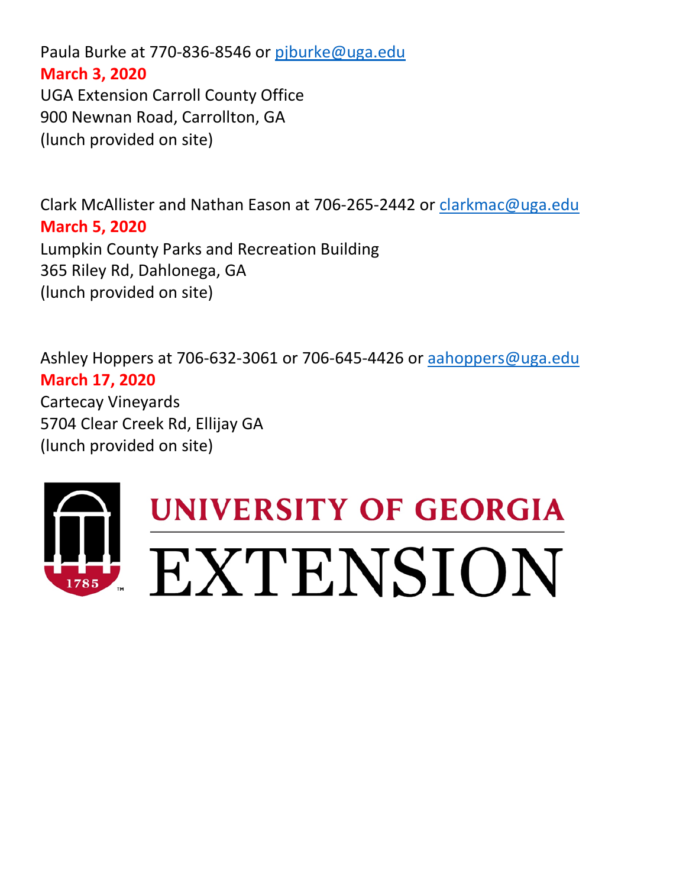Paula Burke at 770-836-8546 or pjburke@uga.edu

**March 3, 2020**

UGA Extension Carroll County Office
900 Newnan Road, Carrollton, GA
(lunch provided on site)

Clark McAllister and Nathan Eason at 706-265-2442 or clarkmac@uga.edu

**March 5, 2020**

Lumpkin County Parks and Recreation Building
365 Riley Rd, Dahlonega, GA
(lunch provided on site)

Ashley Hoppers at 706-632-3061 or 706-645-4426 or aahoppers@uga.edu

**March 17, 2020**

Cartecay Vineyards
5704 Clear Creek Rd, Ellijay GA
(lunch provided on site)

UNIVERSITY OF GEORGIA EXTENSION